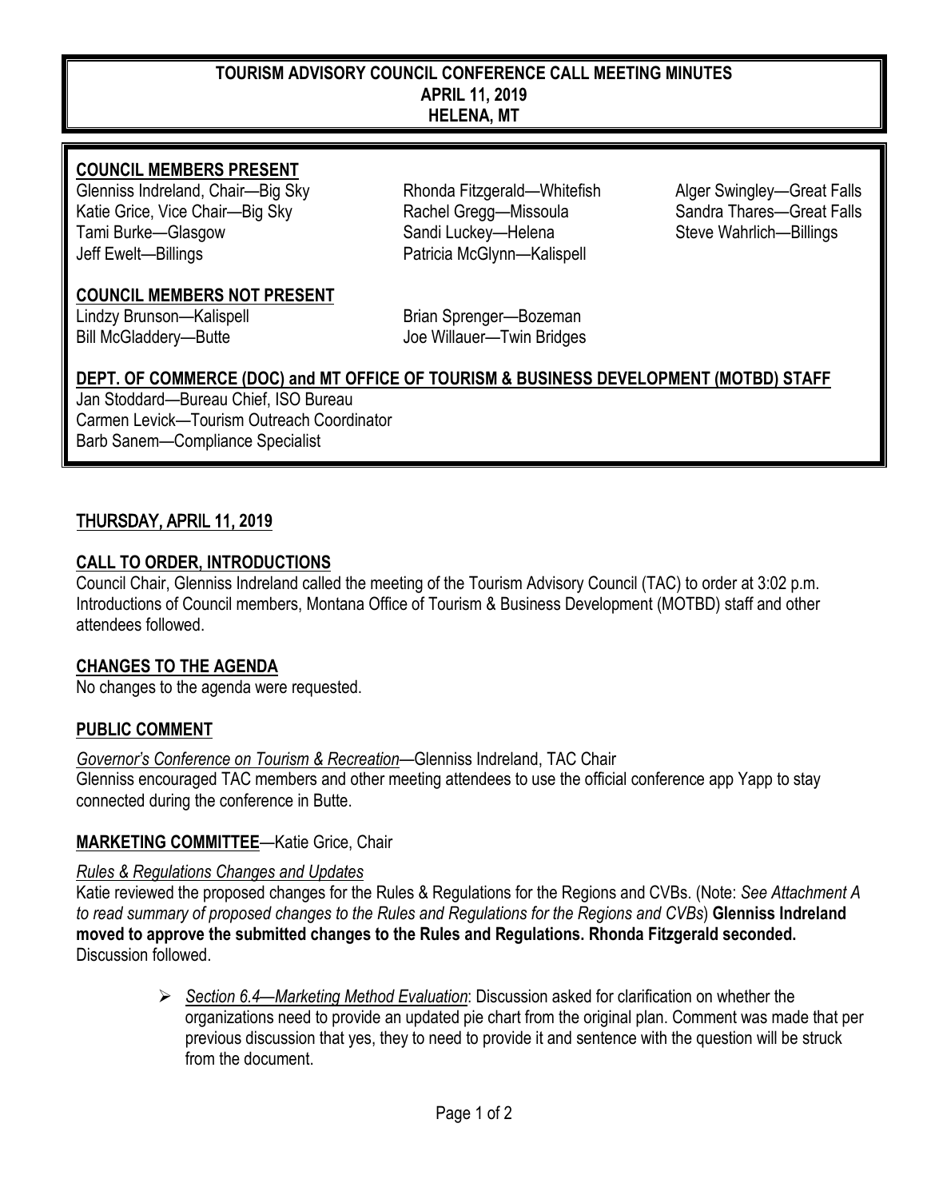# TOURISM ADVISORY COUNCIL CONFERENCE CALL MEETING MINUTES
## APRIL 11, 2019
## HELENA, MT

**COUNCIL MEMBERS PRESENT**

Glenniss Indreland, Chair—Big Sky
Katie Grice, Vice Chair—Big Sky
Tami Burke—Glasgow
Jeff Ewelt—Billings
Rhonda Fitzgerald—Whitefish
Rachel Gregg—Missoula
Sandi Luckey—Helena
Patricia McGlynn—Kalispell
Alger Swingley—Great Falls
Sandra Thares—Great Falls
Steve Wahrlich—Billings

**COUNCIL MEMBERS NOT PRESENT**

Lindzy Brunson—Kalispell
Bill McGladdery—Butte
Brian Sprenger—Bozeman
Joe Willauer—Twin Bridges

**DEPT. OF COMMERCE (DOC) and MT OFFICE OF TOURISM & BUSINESS DEVELOPMENT (MOTBD) STAFF**

Jan Stoddard—Bureau Chief, ISO Bureau
Carmen Levick—Tourism Outreach Coordinator
Barb Sanem—Compliance Specialist

## THURSDAY, APRIL 11, 2019

**CALL TO ORDER, INTRODUCTIONS**

Council Chair, Glenniss Indreland called the meeting of the Tourism Advisory Council (TAC) to order at 3:02 p.m. Introductions of Council members, Montana Office of Tourism & Business Development (MOTBD) staff and other attendees followed.

**CHANGES TO THE AGENDA**

No changes to the agenda were requested.

**PUBLIC COMMENT**

*Governor's Conference on Tourism & Recreation*—Glenniss Indreland, TAC Chair
Glenniss encouraged TAC members and other meeting attendees to use the official conference app Yapp to stay connected during the conference in Butte.

**MARKETING COMMITTEE**—Katie Grice, Chair

*Rules & Regulations Changes and Updates*
Katie reviewed the proposed changes for the Rules & Regulations for the Regions and CVBs. (Note: *See Attachment A to read summary of proposed changes to the Rules and Regulations for the Regions and CVBs*) **Glenniss Indreland moved to approve the submitted changes to the Rules and Regulations. Rhonda Fitzgerald seconded.** Discussion followed.

- *Section 6.4—Marketing Method Evaluation*: Discussion asked for clarification on whether the organizations need to provide an updated pie chart from the original plan. Comment was made that per previous discussion that yes, they to need to provide it and sentence with the question will be struck from the document.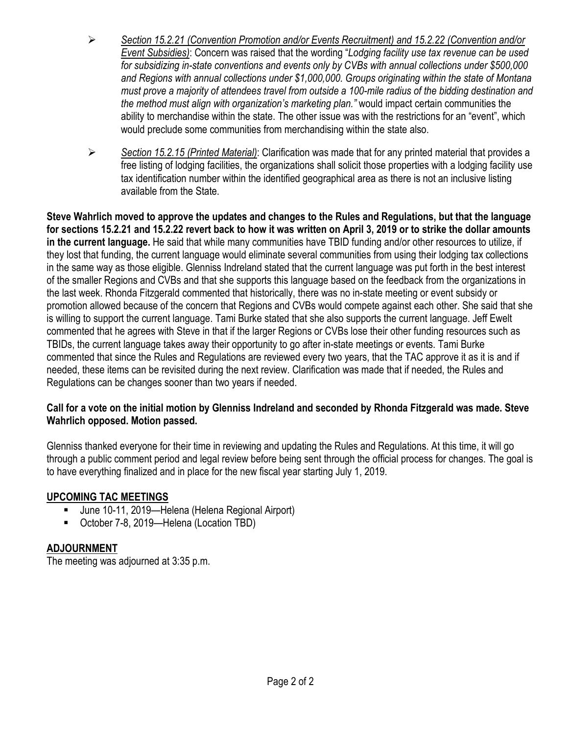- *Section 15.2.21 (Convention Promotion and/or Events Recruitment) and 15.2.22 (Convention and/or Event Subsidies)*: Concern was raised that the wording "*Lodging facility use tax revenue can be used for subsidizing in-state conventions and events only by CVBs with annual collections under $500,000 and Regions with annual collections under $1,000,000. Groups originating within the state of Montana must prove a majority of attendees travel from outside a 100-mile radius of the bidding destination and the method must align with organization's marketing plan."* would impact certain communities the ability to merchandise within the state. The other issue was with the restrictions for an "event", which would preclude some communities from merchandising within the state also.
- *Section 15.2.15 (Printed Material)*: Clarification was made that for any printed material that provides a free listing of lodging facilities, the organizations shall solicit those properties with a lodging facility use tax identification number within the identified geographical area as there is not an inclusive listing available from the State.

**Steve Wahrlich moved to approve the updates and changes to the Rules and Regulations, but that the language for sections 15.2.21 and 15.2.22 revert back to how it was written on April 3, 2019 or to strike the dollar amounts in the current language.** He said that while many communities have TBID funding and/or other resources to utilize, if they lost that funding, the current language would eliminate several communities from using their lodging tax collections in the same way as those eligible. Glenniss Indreland stated that the current language was put forth in the best interest of the smaller Regions and CVBs and that she supports this language based on the feedback from the organizations in the last week. Rhonda Fitzgerald commented that historically, there was no in-state meeting or event subsidy or promotion allowed because of the concern that Regions and CVBs would compete against each other. She said that she is willing to support the current language. Tami Burke stated that she also supports the current language. Jeff Ewelt commented that he agrees with Steve in that if the larger Regions or CVBs lose their other funding resources such as TBIDs, the current language takes away their opportunity to go after in-state meetings or events. Tami Burke commented that since the Rules and Regulations are reviewed every two years, that the TAC approve it as it is and if needed, these items can be revisited during the next review. Clarification was made that if needed, the Rules and Regulations can be changes sooner than two years if needed.

**Call for a vote on the initial motion by Glenniss Indreland and seconded by Rhonda Fitzgerald was made. Steve Wahrlich opposed. Motion passed.**

Glenniss thanked everyone for their time in reviewing and updating the Rules and Regulations. At this time, it will go through a public comment period and legal review before being sent through the official process for changes. The goal is to have everything finalized and in place for the new fiscal year starting July 1, 2019.

## UPCOMING TAC MEETINGS

- June 10-11, 2019—Helena (Helena Regional Airport)
- October 7-8, 2019—Helena (Location TBD)

## ADJOURNMENT

The meeting was adjourned at 3:35 p.m.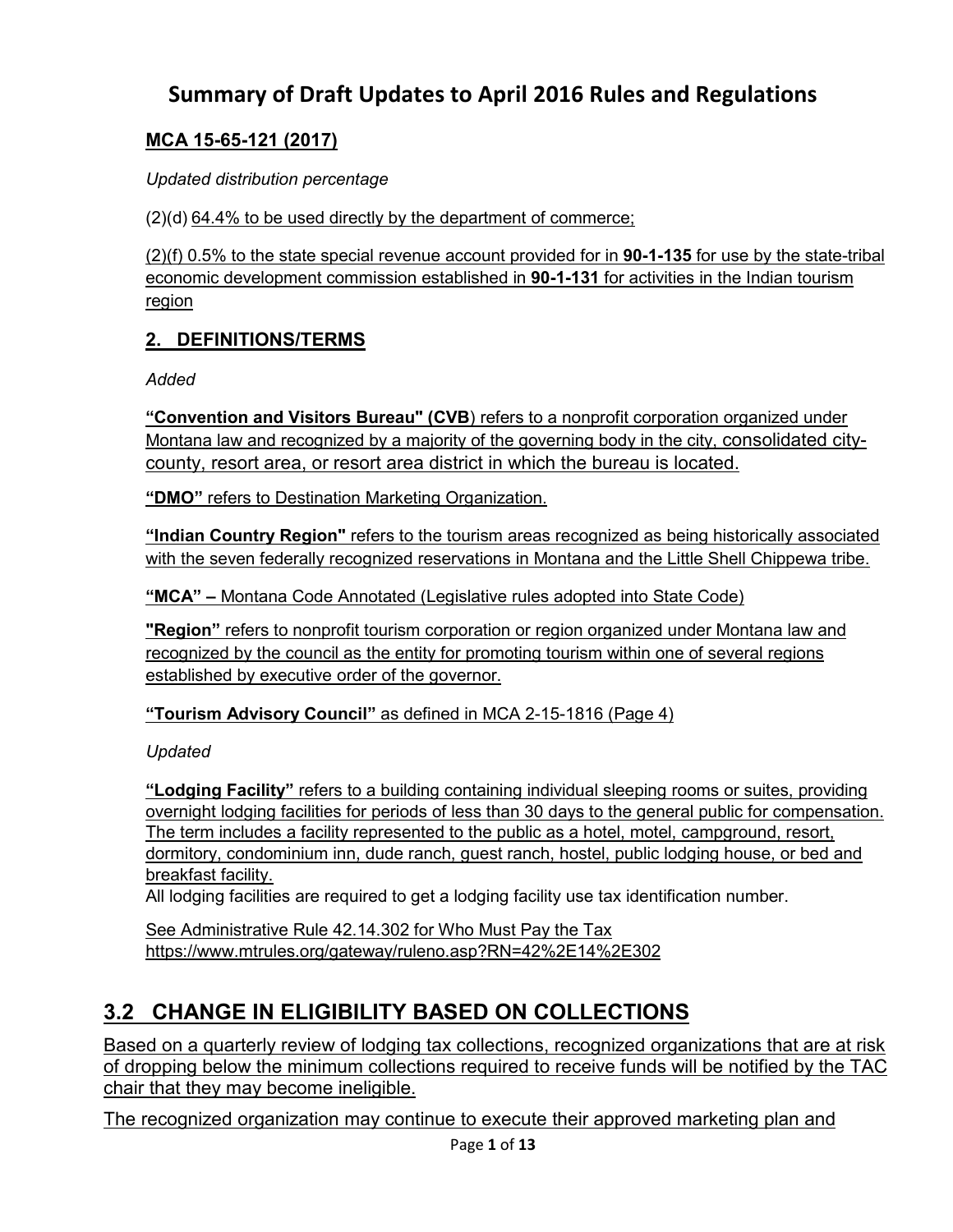# Summary of Draft Updates to April 2016 Rules and Regulations

## MCA 15-65-121 (2017)

*Updated distribution percentage*

(2)(d) 64.4% to be used directly by the department of commerce;

(2)(f) 0.5% to the state special revenue account provided for in **90-1-135** for use by the state-tribal economic development commission established in **90-1-131** for activities in the Indian tourism region

## 2. DEFINITIONS/TERMS

*Added*

**"Convention and Visitors Bureau" (CVB**) refers to a nonprofit corporation organized under Montana law and recognized by a majority of the governing body in the city, consolidated city-county, resort area, or resort area district in which the bureau is located.

**"DMO"** refers to Destination Marketing Organization.

**"Indian Country Region"** refers to the tourism areas recognized as being historically associated with the seven federally recognized reservations in Montana and the Little Shell Chippewa tribe.

**"MCA" –** Montana Code Annotated (Legislative rules adopted into State Code)

**"Region"** refers to nonprofit tourism corporation or region organized under Montana law and recognized by the council as the entity for promoting tourism within one of several regions established by executive order of the governor.

**"Tourism Advisory Council"** as defined in MCA 2-15-1816 (Page 4)

*Updated*

**"Lodging Facility"** refers to a building containing individual sleeping rooms or suites, providing overnight lodging facilities for periods of less than 30 days to the general public for compensation. The term includes a facility represented to the public as a hotel, motel, campground, resort, dormitory, condominium inn, dude ranch, guest ranch, hostel, public lodging house, or bed and breakfast facility.
All lodging facilities are required to get a lodging facility use tax identification number.

See Administrative Rule 42.14.302 for Who Must Pay the Tax
https://www.mtrules.org/gateway/ruleno.asp?RN=42%2E14%2E302

## 3.2 CHANGE IN ELIGIBILITY BASED ON COLLECTIONS

Based on a quarterly review of lodging tax collections, recognized organizations that are at risk of dropping below the minimum collections required to receive funds will be notified by the TAC chair that they may become ineligible.

The recognized organization may continue to execute their approved marketing plan and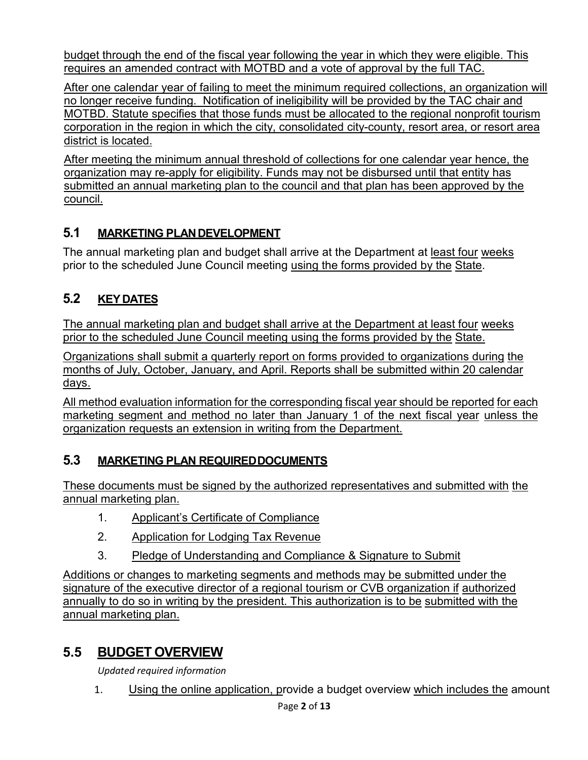budget through the end of the fiscal year following the year in which they were eligible. This requires an amended contract with MOTBD and a vote of approval by the full TAC.

After one calendar year of failing to meet the minimum required collections, an organization will no longer receive funding. Notification of ineligibility will be provided by the TAC chair and MOTBD. Statute specifies that those funds must be allocated to the regional nonprofit tourism corporation in the region in which the city, consolidated city-county, resort area, or resort area district is located.

After meeting the minimum annual threshold of collections for one calendar year hence, the organization may re-apply for eligibility. Funds may not be disbursed until that entity has submitted an annual marketing plan to the council and that plan has been approved by the council.

## 5.1 MARKETING PLAN DEVELOPMENT

The annual marketing plan and budget shall arrive at the Department at least four weeks prior to the scheduled June Council meeting using the forms provided by the State.

## 5.2 KEY DATES

The annual marketing plan and budget shall arrive at the Department at least four weeks prior to the scheduled June Council meeting using the forms provided by the State.

Organizations shall submit a quarterly report on forms provided to organizations during the months of July, October, January, and April. Reports shall be submitted within 20 calendar days.

All method evaluation information for the corresponding fiscal year should be reported for each marketing segment and method no later than January 1 of the next fiscal year unless the organization requests an extension in writing from the Department.

## 5.3 MARKETING PLAN REQUIRED DOCUMENTS

These documents must be signed by the authorized representatives and submitted with the annual marketing plan.

1. Applicant's Certificate of Compliance
2. Application for Lodging Tax Revenue
3. Pledge of Understanding and Compliance & Signature to Submit

Additions or changes to marketing segments and methods may be submitted under the signature of the executive director of a regional tourism or CVB organization if authorized annually to do so in writing by the president. This authorization is to be submitted with the annual marketing plan.

## 5.5 BUDGET OVERVIEW

*Updated required information*

1. Using the online application, provide a budget overview which includes the amount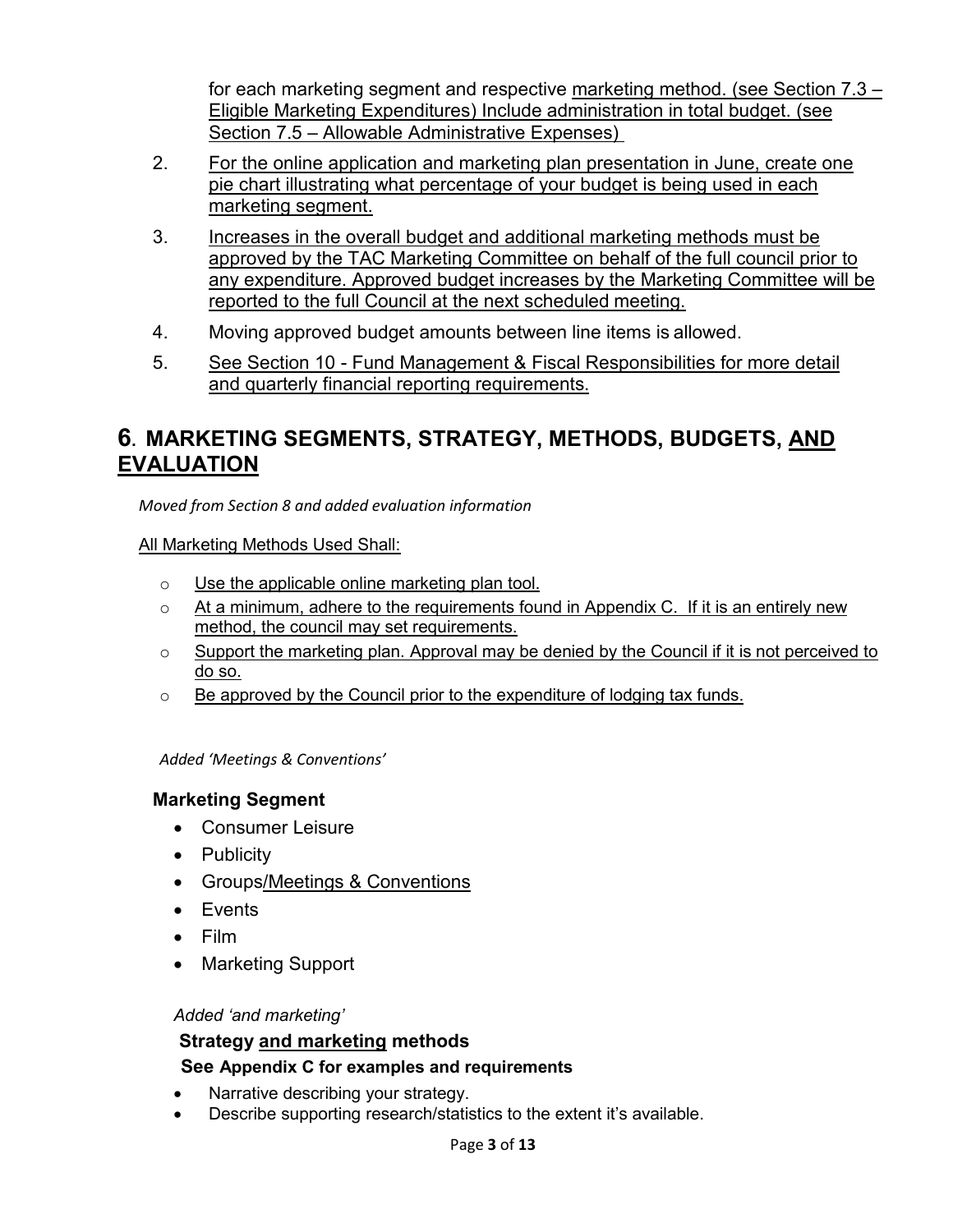for each marketing segment and respective marketing method. (see Section 7.3 – Eligible Marketing Expenditures) Include administration in total budget. (see Section 7.5 – Allowable Administrative Expenses)

2. For the online application and marketing plan presentation in June, create one pie chart illustrating what percentage of your budget is being used in each marketing segment.
3. Increases in the overall budget and additional marketing methods must be approved by the TAC Marketing Committee on behalf of the full council prior to any expenditure. Approved budget increases by the Marketing Committee will be reported to the full Council at the next scheduled meeting.
4. Moving approved budget amounts between line items is allowed.
5. See Section 10 - Fund Management & Fiscal Responsibilities for more detail and quarterly financial reporting requirements.

# 6. MARKETING SEGMENTS, STRATEGY, METHODS, BUDGETS, AND EVALUATION

*Moved from Section 8 and added evaluation information*

All Marketing Methods Used Shall:

- Use the applicable online marketing plan tool.
- At a minimum, adhere to the requirements found in Appendix C. If it is an entirely new method, the council may set requirements.
- Support the marketing plan. Approval may be denied by the Council if it is not perceived to do so.
- Be approved by the Council prior to the expenditure of lodging tax funds.

*Added 'Meetings & Conventions'*

### Marketing Segment

- Consumer Leisure
- Publicity
- Groups/Meetings & Conventions
- Events
- Film
- Marketing Support

*Added 'and marketing'*

### Strategy and marketing methods

**See Appendix C for examples and requirements**

- Narrative describing your strategy.
- Describe supporting research/statistics to the extent it's available.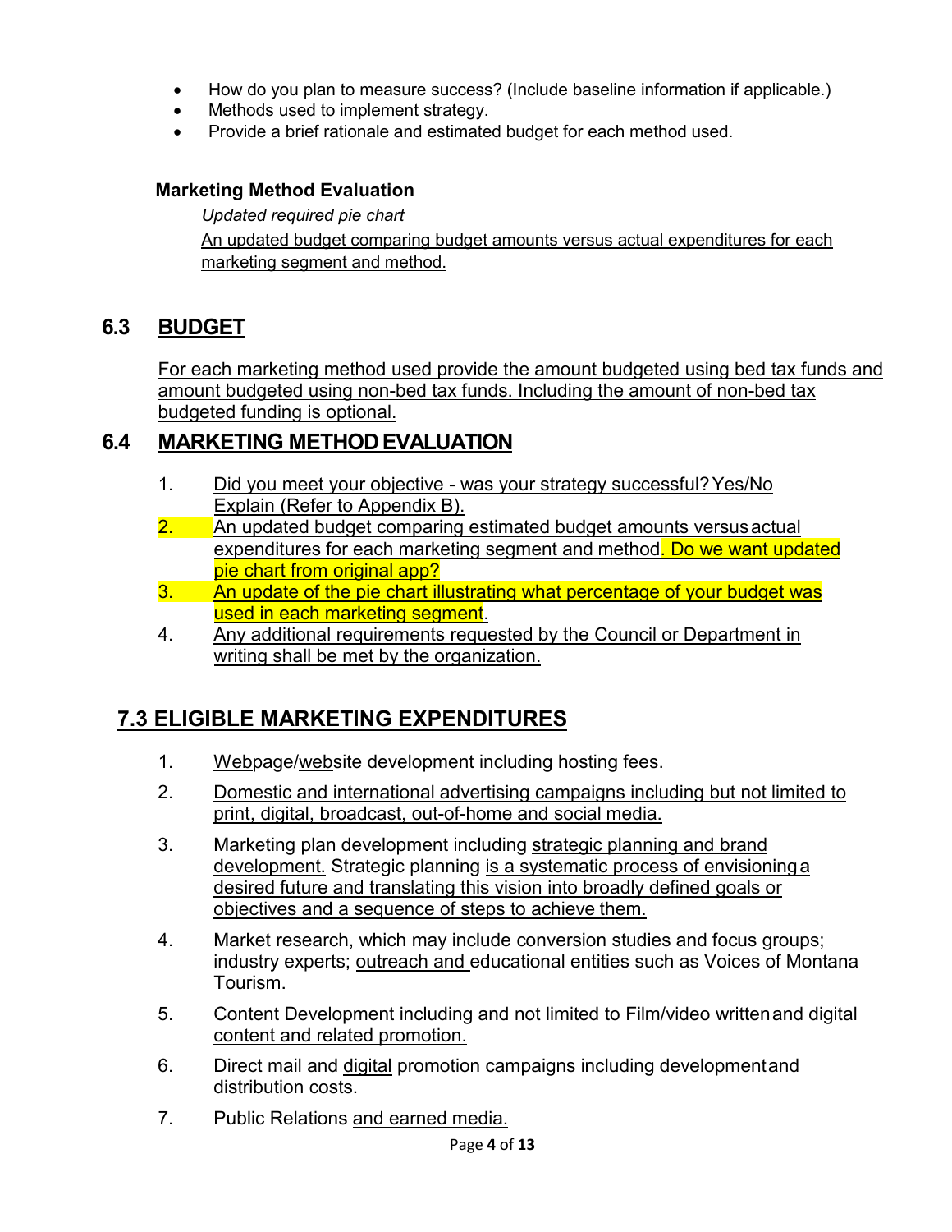- How do you plan to measure success? (Include baseline information if applicable.)
- Methods used to implement strategy.
- Provide a brief rationale and estimated budget for each method used.

**Marketing Method Evaluation**

*Updated required pie chart*

An updated budget comparing budget amounts versus actual expenditures for each marketing segment and method.

## 6.3 BUDGET

For each marketing method used provide the amount budgeted using bed tax funds and amount budgeted using non-bed tax funds. Including the amount of non-bed tax budgeted funding is optional.

## 6.4 MARKETING METHOD EVALUATION

1. Did you meet your objective - was your strategy successful? Yes/No Explain (Refer to Appendix B).
2. An updated budget comparing estimated budget amounts versus actual expenditures for each marketing segment and method. Do we want updated pie chart from original app?
3. An update of the pie chart illustrating what percentage of your budget was used in each marketing segment.
4. Any additional requirements requested by the Council or Department in writing shall be met by the organization.

## 7.3 ELIGIBLE MARKETING EXPENDITURES

1. Webpage/website development including hosting fees.
2. Domestic and international advertising campaigns including but not limited to print, digital, broadcast, out-of-home and social media.
3. Marketing plan development including strategic planning and brand development. Strategic planning is a systematic process of envisioning a desired future and translating this vision into broadly defined goals or objectives and a sequence of steps to achieve them.
4. Market research, which may include conversion studies and focus groups; industry experts; outreach and educational entities such as Voices of Montana Tourism.
5. Content Development including and not limited to Film/video written and digital content and related promotion.
6. Direct mail and digital promotion campaigns including development and distribution costs.
7. Public Relations and earned media.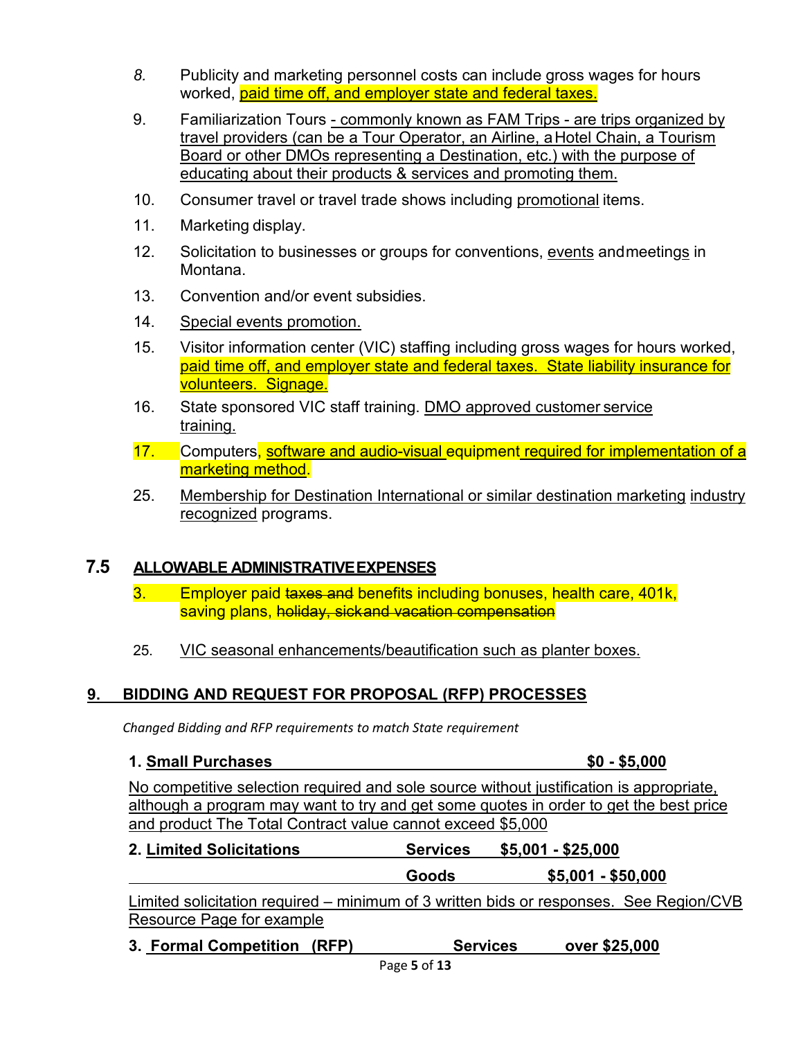8. Publicity and marketing personnel costs can include gross wages for hours worked, paid time off, and employer state and federal taxes.

9. Familiarization Tours - commonly known as FAM Trips - are trips organized by travel providers (can be a Tour Operator, an Airline, a Hotel Chain, a Tourism Board or other DMOs representing a Destination, etc.) with the purpose of educating about their products & services and promoting them.

10. Consumer travel or travel trade shows including promotional items.

11. Marketing display.

12. Solicitation to businesses or groups for conventions, events and meetings in Montana.

13. Convention and/or event subsidies.

14. Special events promotion.

15. Visitor information center (VIC) staffing including gross wages for hours worked, paid time off, and employer state and federal taxes. State liability insurance for volunteers. Signage.

16. State sponsored VIC staff training. DMO approved customer service training.

17. Computers, software and audio-visual equipment required for implementation of a marketing method.

25. Membership for Destination International or similar destination marketing industry recognized programs.

## 7.5 ALLOWABLE ADMINISTRATIVE EXPENSES

3. Employer paid ~~taxes and~~ benefits including bonuses, health care, 401k, saving plans, ~~holiday, sick and vacation compensation~~

25. VIC seasonal enhancements/beautification such as planter boxes.

## 9. BIDDING AND REQUEST FOR PROPOSAL (RFP) PROCESSES

*Changed Bidding and RFP requirements to match State requirement*

**1. Small Purchases** **$0 - $5,000**

No competitive selection required and sole source without justification is appropriate, although a program may want to try and get some quotes in order to get the best price and product The Total Contract value cannot exceed $5,000

| **2. Limited Solicitations** | **Services** | **$5,001 - $25,000** |
|---|---|---|
| | **Goods** | **$5,001 - $50,000** |

Limited solicitation required – minimum of 3 written bids or responses. See Region/CVB Resource Page for example

**3. Formal Competition (RFP)** **Services** **over $25,000**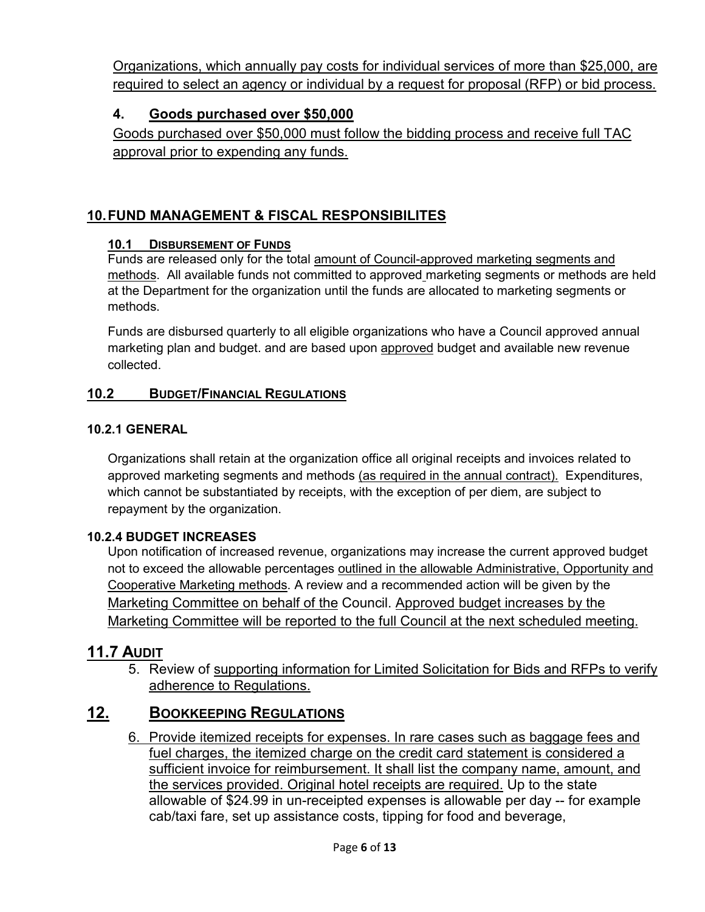Organizations, which annually pay costs for individual services of more than $25,000, are required to select an agency or individual by a request for proposal (RFP) or bid process.

### 4. Goods purchased over $50,000

Goods purchased over $50,000 must follow the bidding process and receive full TAC approval prior to expending any funds.

## 10. FUND MANAGEMENT & FISCAL RESPONSIBILITES

### 10.1 Disbursement of Funds

Funds are released only for the total amount of Council-approved marketing segments and methods. All available funds not committed to approved marketing segments or methods are held at the Department for the organization until the funds are allocated to marketing segments or methods.

Funds are disbursed quarterly to all eligible organizations who have a Council approved annual marketing plan and budget. and are based upon approved budget and available new revenue collected.

### 10.2 Budget/Financial Regulations

#### 10.2.1 GENERAL

Organizations shall retain at the organization office all original receipts and invoices related to approved marketing segments and methods (as required in the annual contract). Expenditures, which cannot be substantiated by receipts, with the exception of per diem, are subject to repayment by the organization.

#### 10.2.4 BUDGET INCREASES

Upon notification of increased revenue, organizations may increase the current approved budget not to exceed the allowable percentages outlined in the allowable Administrative, Opportunity and Cooperative Marketing methods. A review and a recommended action will be given by the Marketing Committee on behalf of the Council. Approved budget increases by the Marketing Committee will be reported to the full Council at the next scheduled meeting.

## 11.7 Audit

5. Review of supporting information for Limited Solicitation for Bids and RFPs to verify adherence to Regulations.

## 12. Bookkeeping Regulations

6. Provide itemized receipts for expenses. In rare cases such as baggage fees and fuel charges, the itemized charge on the credit card statement is considered a sufficient invoice for reimbursement. It shall list the company name, amount, and the services provided. Original hotel receipts are required. Up to the state allowable of $24.99 in un-receipted expenses is allowable per day -- for example cab/taxi fare, set up assistance costs, tipping for food and beverage,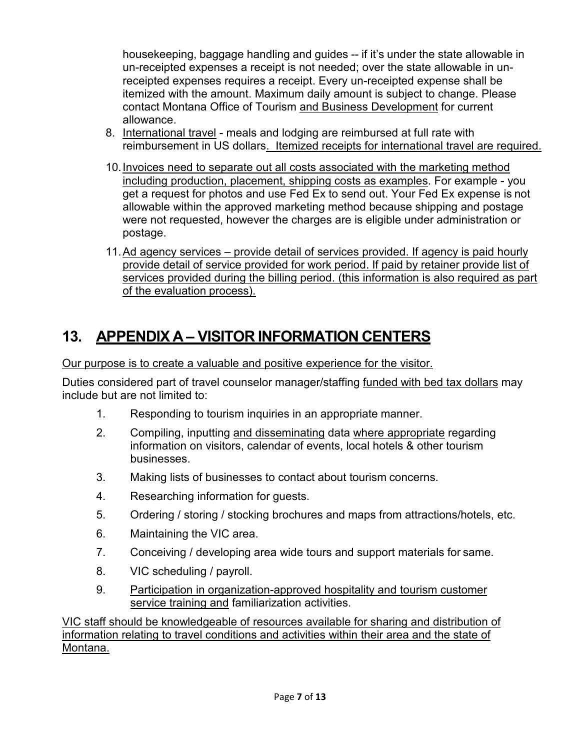housekeeping, baggage handling and guides -- if it's under the state allowable in un-receipted expenses a receipt is not needed; over the state allowable in un-receipted expenses requires a receipt. Every un-receipted expense shall be itemized with the amount. Maximum daily amount is subject to change. Please contact Montana Office of Tourism and Business Development for current allowance.

8. International travel - meals and lodging are reimbursed at full rate with reimbursement in US dollars. Itemized receipts for international travel are required.

10. Invoices need to separate out all costs associated with the marketing method including production, placement, shipping costs as examples. For example - you get a request for photos and use Fed Ex to send out. Your Fed Ex expense is not allowable within the approved marketing method because shipping and postage were not requested, however the charges are is eligible under administration or postage.

11. Ad agency services – provide detail of services provided. If agency is paid hourly provide detail of service provided for work period. If paid by retainer provide list of services provided during the billing period. (this information is also required as part of the evaluation process).

## 13. APPENDIX A – VISITOR INFORMATION CENTERS

Our purpose is to create a valuable and positive experience for the visitor.

Duties considered part of travel counselor manager/staffing funded with bed tax dollars may include but are not limited to:

1. Responding to tourism inquiries in an appropriate manner.
2. Compiling, inputting and disseminating data where appropriate regarding information on visitors, calendar of events, local hotels & other tourism businesses.
3. Making lists of businesses to contact about tourism concerns.
4. Researching information for guests.
5. Ordering / storing / stocking brochures and maps from attractions/hotels, etc.
6. Maintaining the VIC area.
7. Conceiving / developing area wide tours and support materials for same.
8. VIC scheduling / payroll.
9. Participation in organization-approved hospitality and tourism customer service training and familiarization activities.

VIC staff should be knowledgeable of resources available for sharing and distribution of information relating to travel conditions and activities within their area and the state of Montana.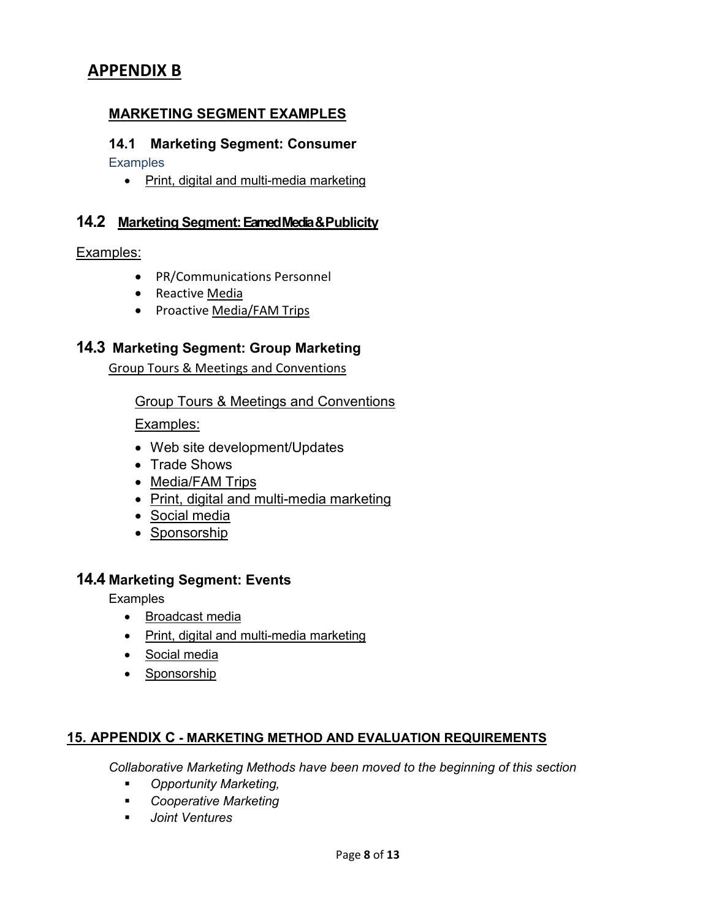# APPENDIX B

## MARKETING SEGMENT EXAMPLES

### 14.1 Marketing Segment: Consumer

Examples

- Print, digital and multi-media marketing

### 14.2 Marketing Segment: Earned Media & Publicity

Examples:

- PR/Communications Personnel
- Reactive Media
- Proactive Media/FAM Trips

### 14.3 Marketing Segment: Group Marketing

Group Tours & Meetings and Conventions

Group Tours & Meetings and Conventions

Examples:

- Web site development/Updates
- Trade Shows
- Media/FAM Trips
- Print, digital and multi-media marketing
- Social media
- Sponsorship

### 14.4 Marketing Segment: Events

Examples

- Broadcast media
- Print, digital and multi-media marketing
- Social media
- Sponsorship

## 15. APPENDIX C - MARKETING METHOD AND EVALUATION REQUIREMENTS

*Collaborative Marketing Methods have been moved to the beginning of this section*

- *Opportunity Marketing,*
- *Cooperative Marketing*
- *Joint Ventures*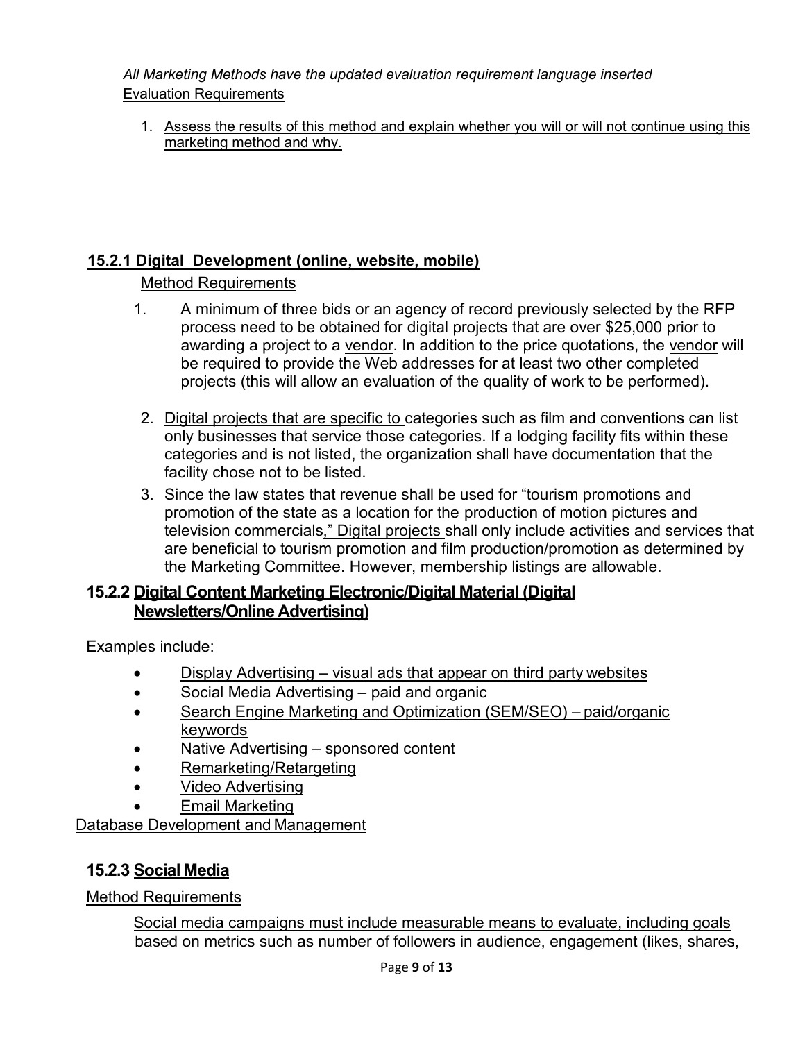*All Marketing Methods have the updated evaluation requirement language inserted*

Evaluation Requirements

1. Assess the results of this method and explain whether you will or will not continue using this marketing method and why.

### 15.2.1 Digital Development (online, website, mobile)

Method Requirements

1. A minimum of three bids or an agency of record previously selected by the RFP process need to be obtained for digital projects that are over $25,000 prior to awarding a project to a vendor. In addition to the price quotations, the vendor will be required to provide the Web addresses for at least two other completed projects (this will allow an evaluation of the quality of work to be performed).
2. Digital projects that are specific to categories such as film and conventions can list only businesses that service those categories. If a lodging facility fits within these categories and is not listed, the organization shall have documentation that the facility chose not to be listed.
3. Since the law states that revenue shall be used for "tourism promotions and promotion of the state as a location for the production of motion pictures and television commercials," Digital projects shall only include activities and services that are beneficial to tourism promotion and film production/promotion as determined by the Marketing Committee. However, membership listings are allowable.

### 15.2.2 Digital Content Marketing Electronic/Digital Material (Digital Newsletters/Online Advertising)

Examples include:

- Display Advertising – visual ads that appear on third party websites
- Social Media Advertising – paid and organic
- Search Engine Marketing and Optimization (SEM/SEO) – paid/organic keywords
- Native Advertising – sponsored content
- Remarketing/Retargeting
- Video Advertising
- Email Marketing

Database Development and Management

### 15.2.3 Social Media

Method Requirements

Social media campaigns must include measurable means to evaluate, including goals based on metrics such as number of followers in audience, engagement (likes, shares,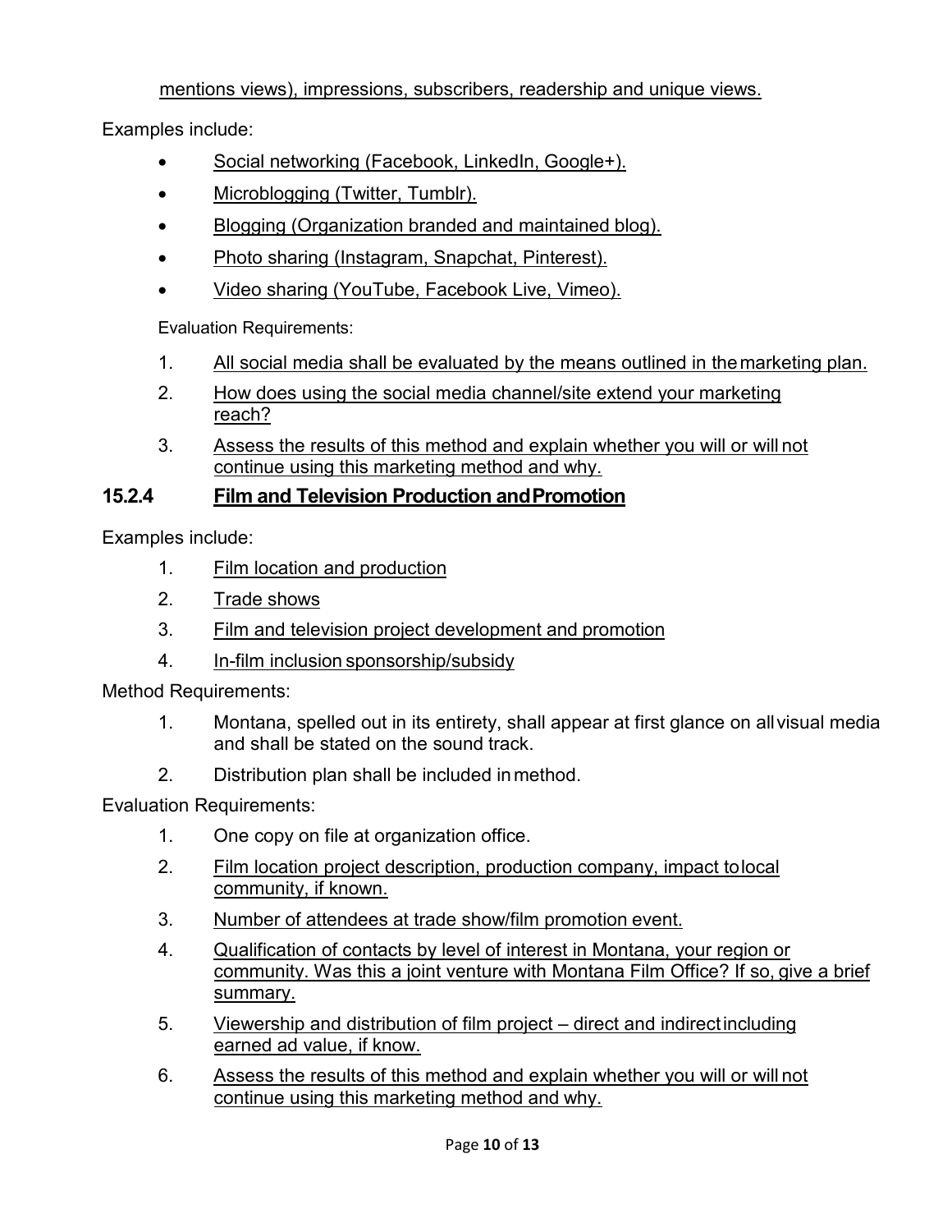mentions views), impressions, subscribers, readership and unique views.

Examples include:

- Social networking (Facebook, LinkedIn, Google+).
- Microblogging (Twitter, Tumblr).
- Blogging (Organization branded and maintained blog).
- Photo sharing (Instagram, Snapchat, Pinterest).
- Video sharing (YouTube, Facebook Live, Vimeo).

Evaluation Requirements:

1. All social media shall be evaluated by the means outlined in the marketing plan.
2. How does using the social media channel/site extend your marketing reach?
3. Assess the results of this method and explain whether you will or will not continue using this marketing method and why.

### 15.2.4 Film and Television Production and Promotion

Examples include:

1. Film location and production
2. Trade shows
3. Film and television project development and promotion
4. In-film inclusion sponsorship/subsidy

Method Requirements:

1. Montana, spelled out in its entirety, shall appear at first glance on all visual media and shall be stated on the sound track.
2. Distribution plan shall be included in method.

Evaluation Requirements:

1. One copy on file at organization office.
2. Film location project description, production company, impact to local community, if known.
3. Number of attendees at trade show/film promotion event.
4. Qualification of contacts by level of interest in Montana, your region or community. Was this a joint venture with Montana Film Office? If so, give a brief summary.
5. Viewership and distribution of film project – direct and indirect including earned ad value, if know.
6. Assess the results of this method and explain whether you will or will not continue using this marketing method and why.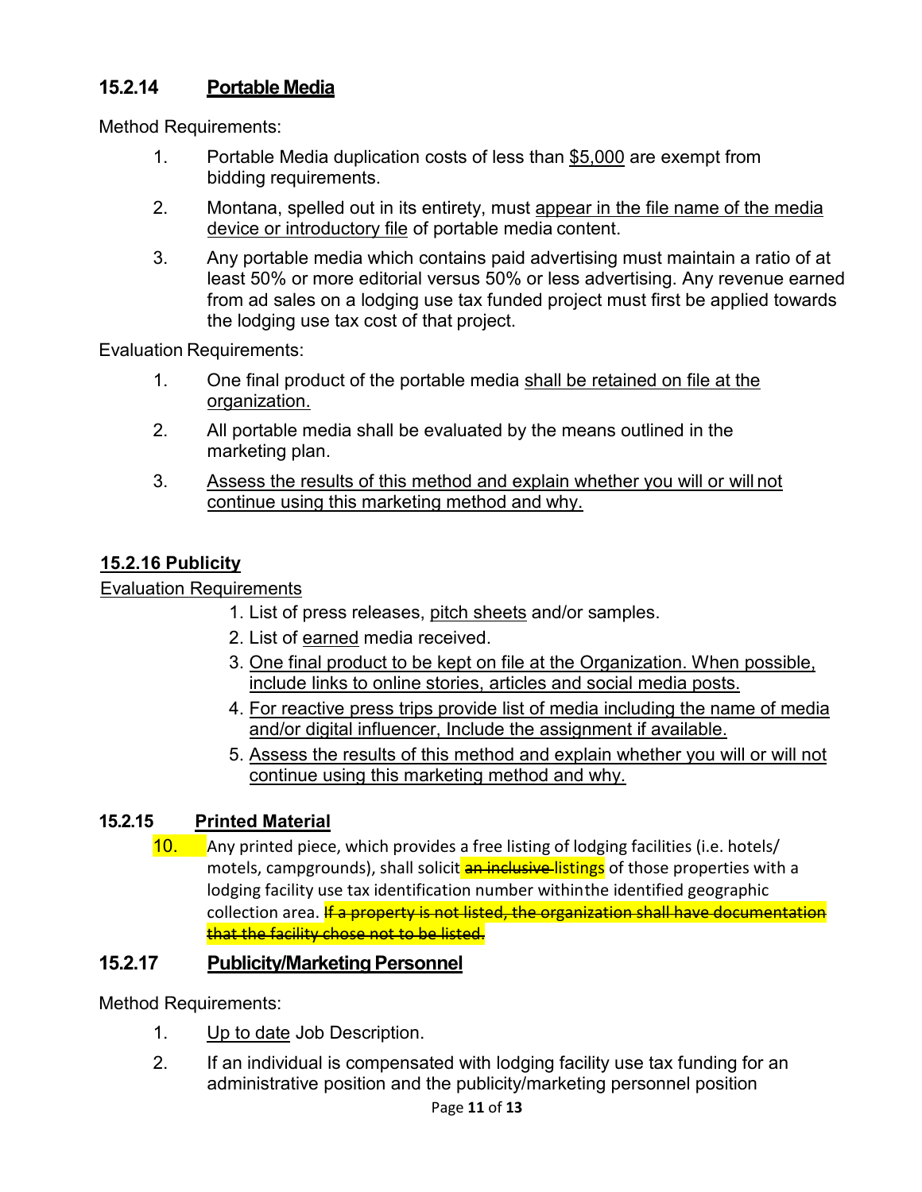### 15.2.14 Portable Media

Method Requirements:

1. Portable Media duplication costs of less than $5,000 are exempt from bidding requirements.
2. Montana, spelled out in its entirety, must appear in the file name of the media device or introductory file of portable media content.
3. Any portable media which contains paid advertising must maintain a ratio of at least 50% or more editorial versus 50% or less advertising. Any revenue earned from ad sales on a lodging use tax funded project must first be applied towards the lodging use tax cost of that project.

Evaluation Requirements:

1. One final product of the portable media shall be retained on file at the organization.
2. All portable media shall be evaluated by the means outlined in the marketing plan.
3. Assess the results of this method and explain whether you will or will not continue using this marketing method and why.

### 15.2.16 Publicity

Evaluation Requirements

1. List of press releases, pitch sheets and/or samples.
2. List of earned media received.
3. One final product to be kept on file at the Organization. When possible, include links to online stories, articles and social media posts.
4. For reactive press trips provide list of media including the name of media and/or digital influencer, Include the assignment if available.
5. Assess the results of this method and explain whether you will or will not continue using this marketing method and why.

### 15.2.15 Printed Material

10. Any printed piece, which provides a free listing of lodging facilities (i.e. hotels/ motels, campgrounds), shall solicit ~~an inclusive~~ listings of those properties with a lodging facility use tax identification number within the identified geographic collection area. ~~If a property is not listed, the organization shall have documentation that the facility chose not to be listed.~~

### 15.2.17 Publicity/Marketing Personnel

Method Requirements:

1. Up to date Job Description.
2. If an individual is compensated with lodging facility use tax funding for an administrative position and the publicity/marketing personnel position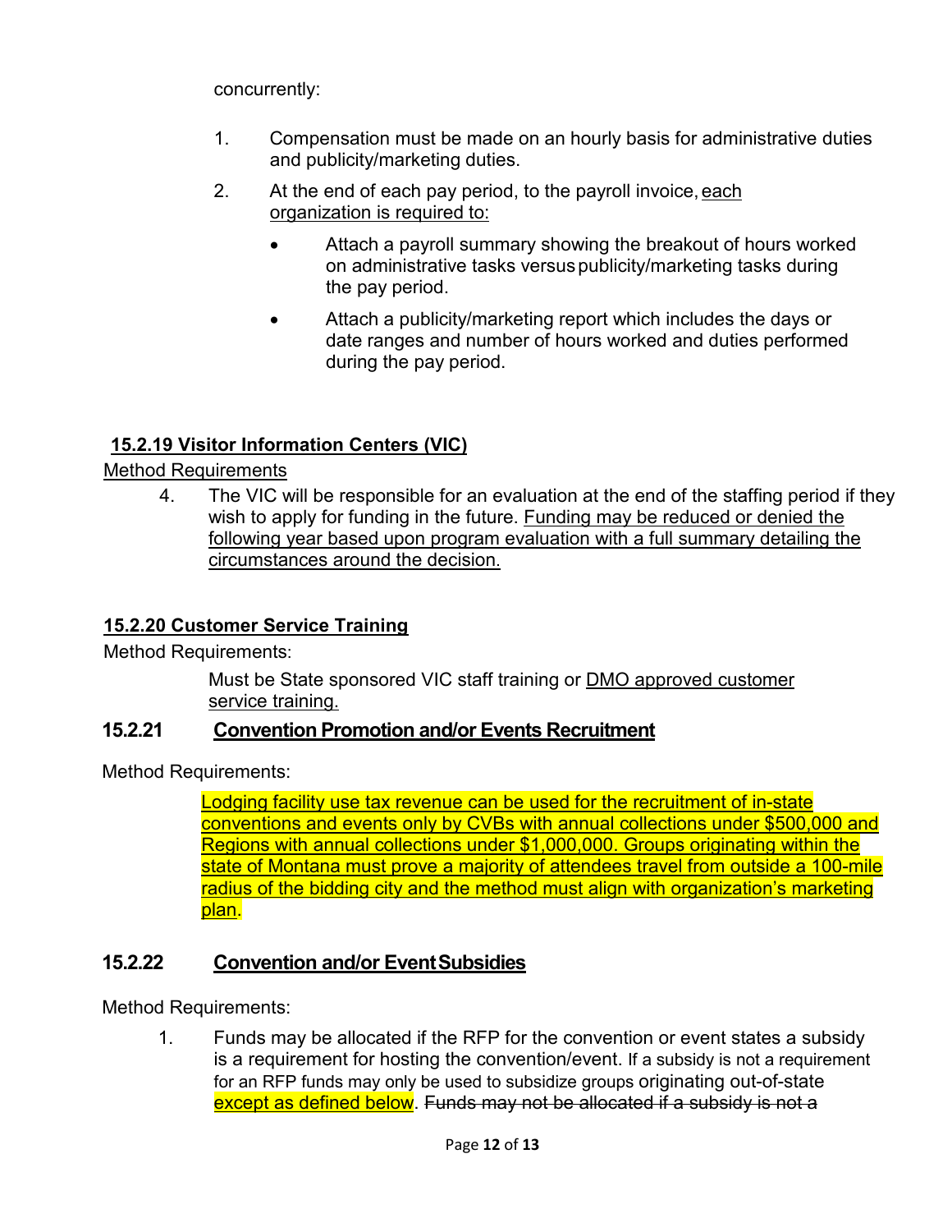concurrently:

1. Compensation must be made on an hourly basis for administrative duties and publicity/marketing duties.
2. At the end of each pay period, to the payroll invoice, each organization is required to:
   - Attach a payroll summary showing the breakout of hours worked on administrative tasks versus publicity/marketing tasks during the pay period.
   - Attach a publicity/marketing report which includes the days or date ranges and number of hours worked and duties performed during the pay period.

### 15.2.19 Visitor Information Centers (VIC)

Method Requirements

4. The VIC will be responsible for an evaluation at the end of the staffing period if they wish to apply for funding in the future. Funding may be reduced or denied the following year based upon program evaluation with a full summary detailing the circumstances around the decision.

### 15.2.20 Customer Service Training

Method Requirements:

Must be State sponsored VIC staff training or DMO approved customer service training.

### 15.2.21 Convention Promotion and/or Events Recruitment

Method Requirements:

Lodging facility use tax revenue can be used for the recruitment of in-state conventions and events only by CVBs with annual collections under $500,000 and Regions with annual collections under $1,000,000. Groups originating within the state of Montana must prove a majority of attendees travel from outside a 100-mile radius of the bidding city and the method must align with organization's marketing plan.

### 15.2.22 Convention and/or Event Subsidies

Method Requirements:

1. Funds may be allocated if the RFP for the convention or event states a subsidy is a requirement for hosting the convention/event. If a subsidy is not a requirement for an RFP funds may only be used to subsidize groups originating out-of-state except as defined below. ~~Funds may not be allocated if a subsidy is not a~~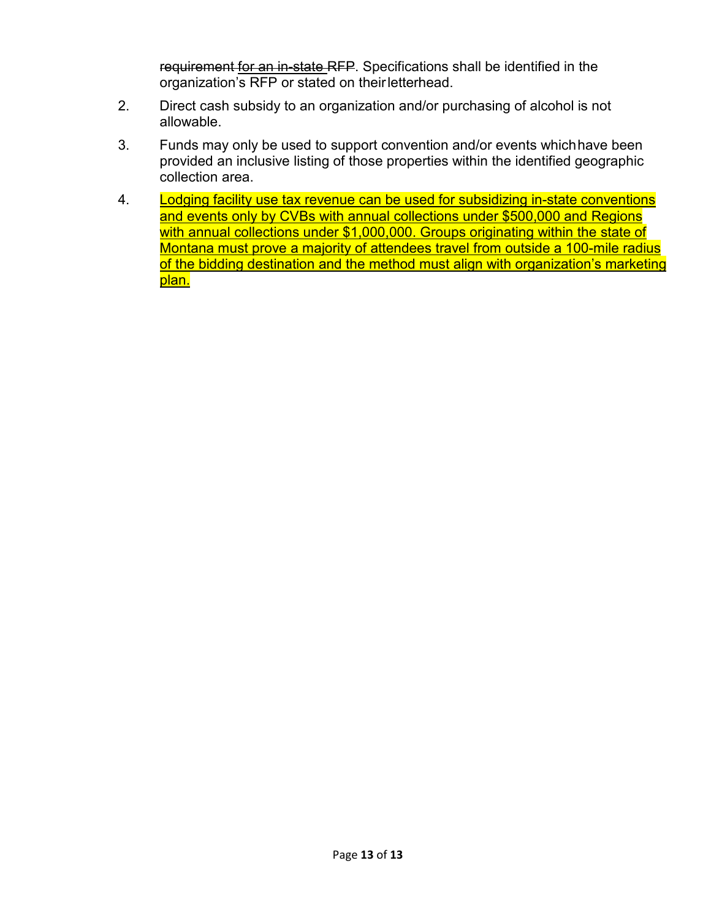requirement for an in-state RFP. Specifications shall be identified in the organization's RFP or stated on their letterhead.

2. Direct cash subsidy to an organization and/or purchasing of alcohol is not allowable.

3. Funds may only be used to support convention and/or events which have been provided an inclusive listing of those properties within the identified geographic collection area.

4. Lodging facility use tax revenue can be used for subsidizing in-state conventions and events only by CVBs with annual collections under $500,000 and Regions with annual collections under $1,000,000. Groups originating within the state of Montana must prove a majority of attendees travel from outside a 100-mile radius of the bidding destination and the method must align with organization's marketing plan.